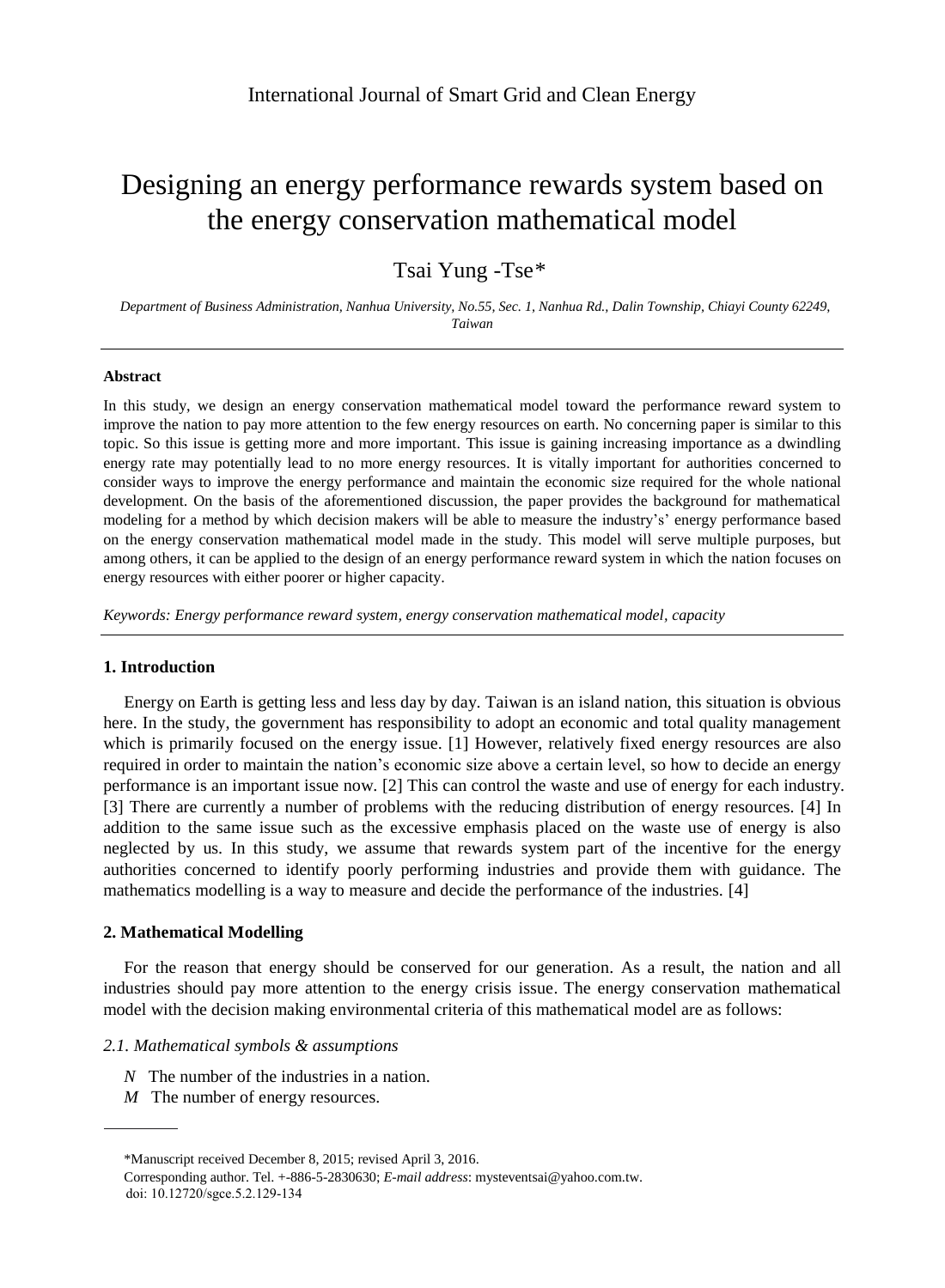# Designing an energy performance rewards system based on the energy conservation mathematical model

Tsai Yung -Tse*

*Department of Business Administration, Nanhua University, No.55, Sec. 1, Nanhua Rd., Dalin Township, Chiayi County 62249, Taiwan*

---

## Abstract

In this study, we design an energy conservation mathematical model toward the performance reward system to improve the nation to pay more attention to the few energy resources on earth. No concerning paper is similar to this topic. So this issue is getting more and more important. This issue is gaining increasing importance as a dwindling energy rate may potentially lead to no more energy resources. It is vitally important for authorities concerned to consider ways to improve the energy performance and maintain the economic size required for the whole national development. On the basis of the aforementioned discussion, the paper provides the background for mathematical modeling for a method by which decision makers will be able to measure the industry's' energy performance based on the energy conservation mathematical model made in the study. This model will serve multiple purposes, but among others, it can be applied to the design of an energy performance reward system in which the nation focuses on energy resources with either poorer or higher capacity.

*Keywords: Energy performance reward system, energy conservation mathematical model, capacity*

---

## 1. Introduction

Energy on Earth is getting less and less day by day. Taiwan is an island nation, this situation is obvious here. In the study, the government has responsibility to adopt an economic and total quality management which is primarily focused on the energy issue. [1] However, relatively fixed energy resources are also required in order to maintain the nation's economic size above a certain level, so how to decide an energy performance is an important issue now. [2] This can control the waste and use of energy for each industry. [3] There are currently a number of problems with the reducing distribution of energy resources. [4] In addition to the same issue such as the excessive emphasis placed on the waste use of energy is also neglected by us. In this study, we assume that rewards system part of the incentive for the energy authorities concerned to identify poorly performing industries and provide them with guidance. The mathematics modelling is a way to measure and decide the performance of the industries. [4]

## 2. Mathematical Modelling

For the reason that energy should be conserved for our generation. As a result, the nation and all industries should pay more attention to the energy crisis issue. The energy conservation mathematical model with the decision making environmental criteria of this mathematical model are as follows:

### *2.1. Mathematical symbols & assumptions*

- $N$ The number of the industries in a nation.
- $M$ The number of energy resources.

---

*Manuscript received December 8, 2015; revised April 3, 2016.

Corresponding author. Tel. +-886-5-2830630; *E-mail address*: mysteventsai@yahoo.com.tw.

doi: 10.12720/sgce.5.2.129-134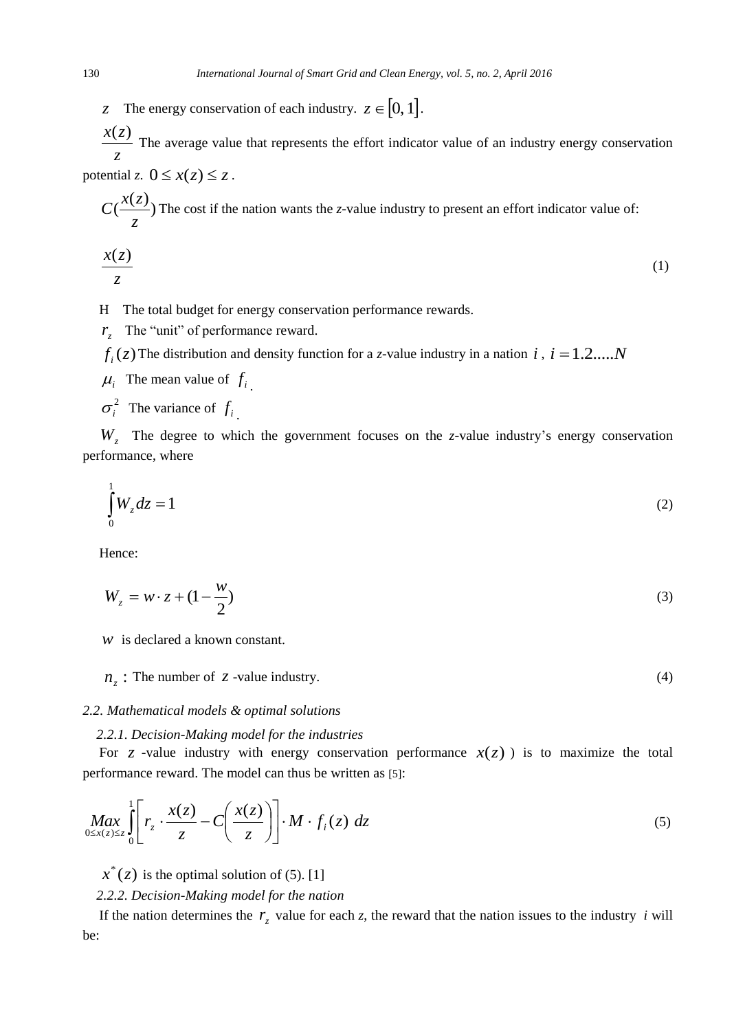$z$ The energy conservation of each industry. $z \in [0,1]$.

$\frac{x(z)}{z}$ The average value that represents the effort indicator value of an industry energy conservation potential *z*. $0 \le x(z) \le z$ .

$C(\frac{x(z)}{z})$ The cost if the nation wants the *z*-value industry to present an effort indicator value of:

$$\frac{x(z)}{z} \tag{1}$$

H The total budget for energy conservation performance rewards.

$r_z$ The "unit" of performance reward.

$f_i(z)$ The distribution and density function for a *z*-value industry in a nation $i$ , $i = 1.2.....N$

$\mu_i$ The mean value of $f_i$.

$\sigma_i^2$ The variance of $f_i$.

$W_z$ The degree to which the government focuses on the *z*-value industry's energy conservation performance, where

$$\int_0^1 W_z dz = 1 \tag{2}$$

Hence:

$$W_z = w \cdot z + (1 - \frac{w}{2}) \tag{3}$$

$w$ is declared a known constant.

$n_z$ : The number of $z$ -value industry. (4)

### *2.2. Mathematical models & optimal solutions*

#### *2.2.1. Decision-Making model for the industries*

For $z$ -value industry with energy conservation performance $x(z)$ ) is to maximize the total performance reward. The model can thus be written as [5]:

$$\underset{0 \le x(z) \le z}{Max} \int_0^1 \left[ r_z \cdot \frac{x(z)}{z} - C\left( \frac{x(z)}{z} \right) \right] \cdot M \cdot f_i(z)\ dz \tag{5}$$

$x^*(z)$ is the optimal solution of (5). [1]

#### *2.2.2. Decision-Making model for the nation*

If the nation determines the $r_z$ value for each *z*, the reward that the nation issues to the industry *i* will be: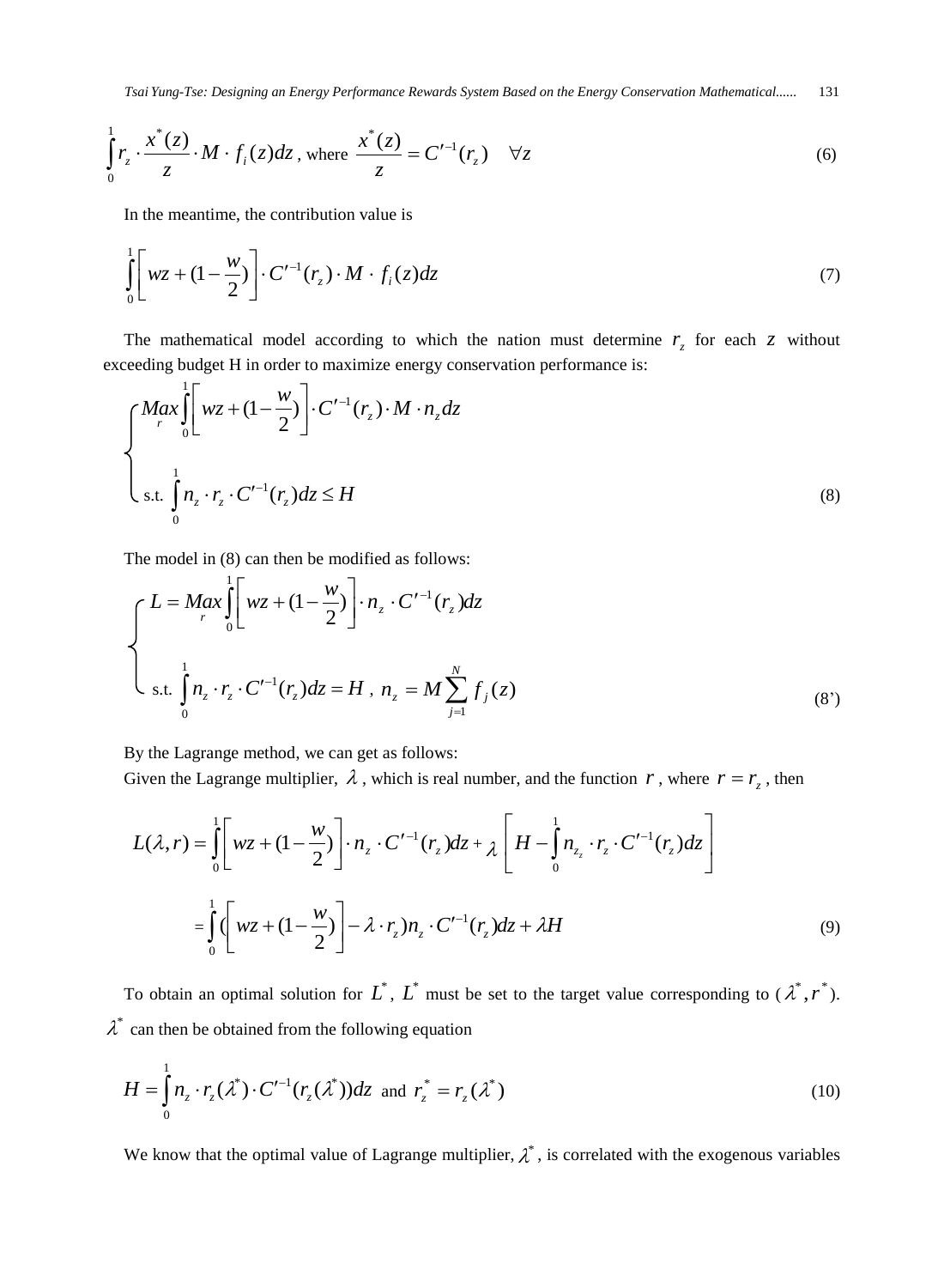$$\int_0^1 r_z \cdot \frac{x^*(z)}{z} \cdot M \cdot f_i(z)dz \text{, where } \frac{x^*(z)}{z} = C'^{-1}(r_z) \quad \forall z \tag{6}$$

In the meantime, the contribution value is

$$\int_0^1 \left[ wz + (1 - \frac{w}{2}) \right] \cdot C'^{-1}(r_z) \cdot M \cdot f_i(z)dz \tag{7}$$

The mathematical model according to which the nation must determine $r_z$ for each $z$ without exceeding budget H in order to maximize energy conservation performance is:

$$\begin{cases} \underset{r}{Max} \int_0^1 \left[ wz + (1 - \frac{w}{2}) \right] \cdot C'^{-1}(r_z) \cdot M \cdot n_z dz \\ \text{s.t. } \int_0^1 n_z \cdot r_z \cdot C'^{-1}(r_z)dz \le H \end{cases} \tag{8}$$

The model in (8) can then be modified as follows:

$$\begin{cases} L = \underset{r}{Max} \int_0^1 \left[ wz + (1 - \frac{w}{2}) \right] \cdot n_z \cdot C'^{-1}(r_z)dz \\ \text{s.t. } \int_0^1 n_z \cdot r_z \cdot C'^{-1}(r_z)dz = H \text{ , } n_z = M \sum_{j=1}^{N} f_j(z) \end{cases} \tag{8'}$$

By the Lagrange method, we can get as follows:

Given the Lagrange multiplier, $\lambda$, which is real number, and the function $r$, where $r = r_z$, then

$$\begin{aligned} L(\lambda, r) &= \int_0^1 \left[ wz + (1 - \frac{w}{2}) \right] \cdot n_z \cdot C'^{-1}(r_z)dz + \lambda \left[ H - \int_0^1 n_{z_z} \cdot r_z \cdot C'^{-1}(r_z)dz \right] \\ &= \int_0^1 (\left[ wz + (1 - \frac{w}{2}) \right] - \lambda \cdot r_z) n_z \cdot C'^{-1}(r_z)dz + \lambda H \end{aligned} \tag{9}$$

To obtain an optimal solution for $L^*$, $L^*$ must be set to the target value corresponding to ($\lambda^*, r^*$). $\lambda^*$ can then be obtained from the following equation

$$H = \int_0^1 n_z \cdot r_z(\lambda^*) \cdot C'^{-1}(r_z(\lambda^*))dz \text{ and } r_z^* = r_z(\lambda^*) \tag{10}$$

We know that the optimal value of Lagrange multiplier, $\lambda^*$, is correlated with the exogenous variables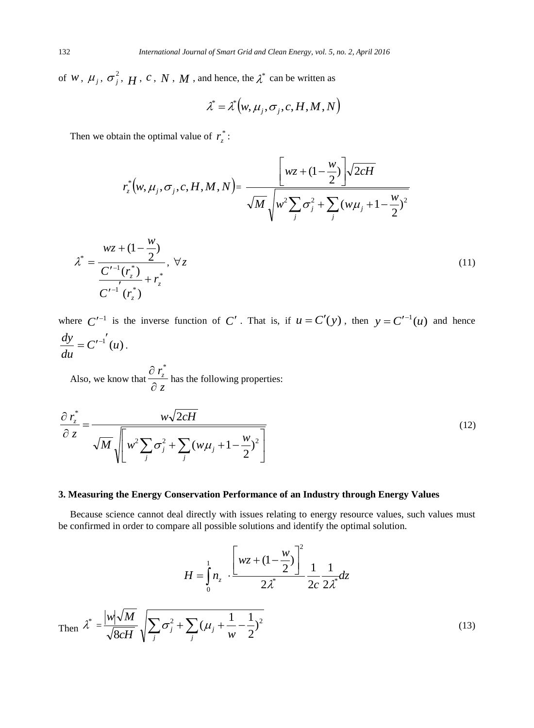of $w$, $\mu_j$, $\sigma_j^2$, $H$, $c$, $N$, $M$, and hence, the $\lambda^*$ can be written as

$$\lambda^* = \lambda^*\left(w, \mu_j, \sigma_j, c, H, M, N\right)$$

Then we obtain the optimal value of $r_z^*$:

$$r_z^*\left(w, \mu_j, \sigma_j, c, H, M, N\right) = \frac{\left[wz + (1 - \frac{w}{2})\right]\sqrt{2cH}}{\sqrt{M}\sqrt{w^2 \sum_j \sigma_j^2 + \sum_j (w\mu_j + 1 - \frac{w}{2})^2}}$$

$$\lambda^* = \frac{wz + (1 - \frac{w}{2})}{\frac{C'^{-1}(r_z^*)}{C'^{-1'}(r_z^*)} + r_z^*}, \ \forall z \tag{11}$$

where $C'^{-1}$ is the inverse function of $C'$. That is, if $u = C'(y)$, then $y = C'^{-1}(u)$ and hence $\frac{dy}{du} = C'^{-1'}(u)$.

Also, we know that $\frac{\partial r_z^*}{\partial z}$ has the following properties:

$$\frac{\partial r_z^*}{\partial z} = \frac{w\sqrt{2cH}}{\sqrt{M}\sqrt{\left[w^2 \sum_j \sigma_j^2 + \sum_j (w\mu_j + 1 - \frac{w}{2})^2\right]}} \tag{12}$$

## 3. Measuring the Energy Conservation Performance of an Industry through Energy Values

Because science cannot deal directly with issues relating to energy resource values, such values must be confirmed in order to compare all possible solutions and identify the optimal solution.

$$H = \int_0^1 n_z \cdot \frac{\left[wz + (1 - \frac{w}{2})\right]^2}{2\lambda^*} \frac{1}{2c} \frac{1}{2\lambda^*} dz$$

Then $\lambda^* = \frac{|w|\sqrt{M}}{\sqrt{8cH}} \sqrt{\sum_j \sigma_j^2 + \sum_j (\mu_j + \frac{1}{w} - \frac{1}{2})^2}$ (13)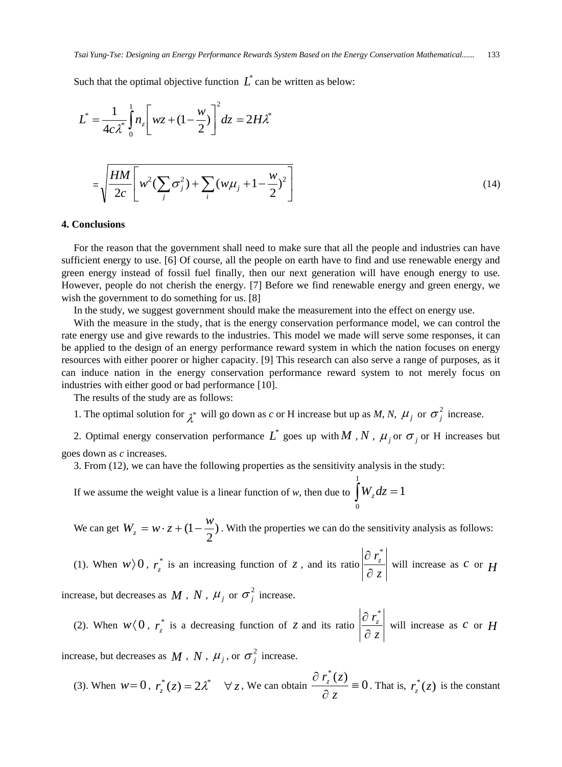Such that the optimal objective function $L^*$ can be written as below:

$$L^* = \frac{1}{4c\lambda^*}\int_0^1 n_z \left[ wz + (1 - \frac{w}{2}) \right]^2 dz = 2H\lambda^*$$

$$= \sqrt{\frac{HM}{2c}\left[ w^2 (\sum_j \sigma_j^2) + \sum_i (w\mu_j + 1 - \frac{w}{2})^2 \right]} \tag{14}$$

**4. Conclusions**

For the reason that the government shall need to make sure that all the people and industries can have sufficient energy to use. [6] Of course, all the people on earth have to find and use renewable energy and green energy instead of fossil fuel finally, then our next generation will have enough energy to use. However, people do not cherish the energy. [7] Before we find renewable energy and green energy, we wish the government to do something for us. [8]

In the study, we suggest government should make the measurement into the effect on energy use.

With the measure in the study, that is the energy conservation performance model, we can control the rate energy use and give rewards to the industries. This model we made will serve some responses, it can be applied to the design of an energy performance reward system in which the nation focuses on energy resources with either poorer or higher capacity. [9] This research can also serve a range of purposes, as it can induce nation in the energy conservation performance reward system to not merely focus on industries with either good or bad performance [10].

The results of the study are as follows:

1. The optimal solution for $\lambda^*$ will go down as *c* or H increase but up as *M*, *N*, $\mu_j$ or $\sigma_j^2$ increase.

2. Optimal energy conservation performance $L^*$ goes up with $M$ , $N$ , $\mu_j$ or $\sigma_j$ or H increases but goes down as *c* increases.

3. From (12), we can have the following properties as the sensitivity analysis in the study:

If we assume the weight value is a linear function of *w*, then due to $\int_0^1 W_z dz = 1$

We can get $W_z = w \cdot z + (1 - \frac{w}{2})$ . With the properties we can do the sensitivity analysis as follows:

(1). When $w \rangle 0$ , $r_z^*$ is an increasing function of $z$ , and its ratio $\left| \frac{\partial r_z^*}{\partial z} \right|$ will increase as $c$ or $H$ increase, but decreases as $M$ , $N$ , $\mu_j$ or $\sigma_j^2$ increase.

(2). When $w \langle 0$ , $r_z^*$ is a decreasing function of $z$ and its ratio $\left| \frac{\partial r_z^*}{\partial z} \right|$ will increase as $c$ or $H$ increase, but decreases as $M$ , $N$ , $\mu_j$ , or $\sigma_j^2$ increase.

(3). When $w = 0$ , $r_z^*(z) = 2\lambda^* \quad \forall z$ , We can obtain $\frac{\partial r_z^*(z)}{\partial z} \equiv 0$ . That is, $r_z^*(z)$ is the constant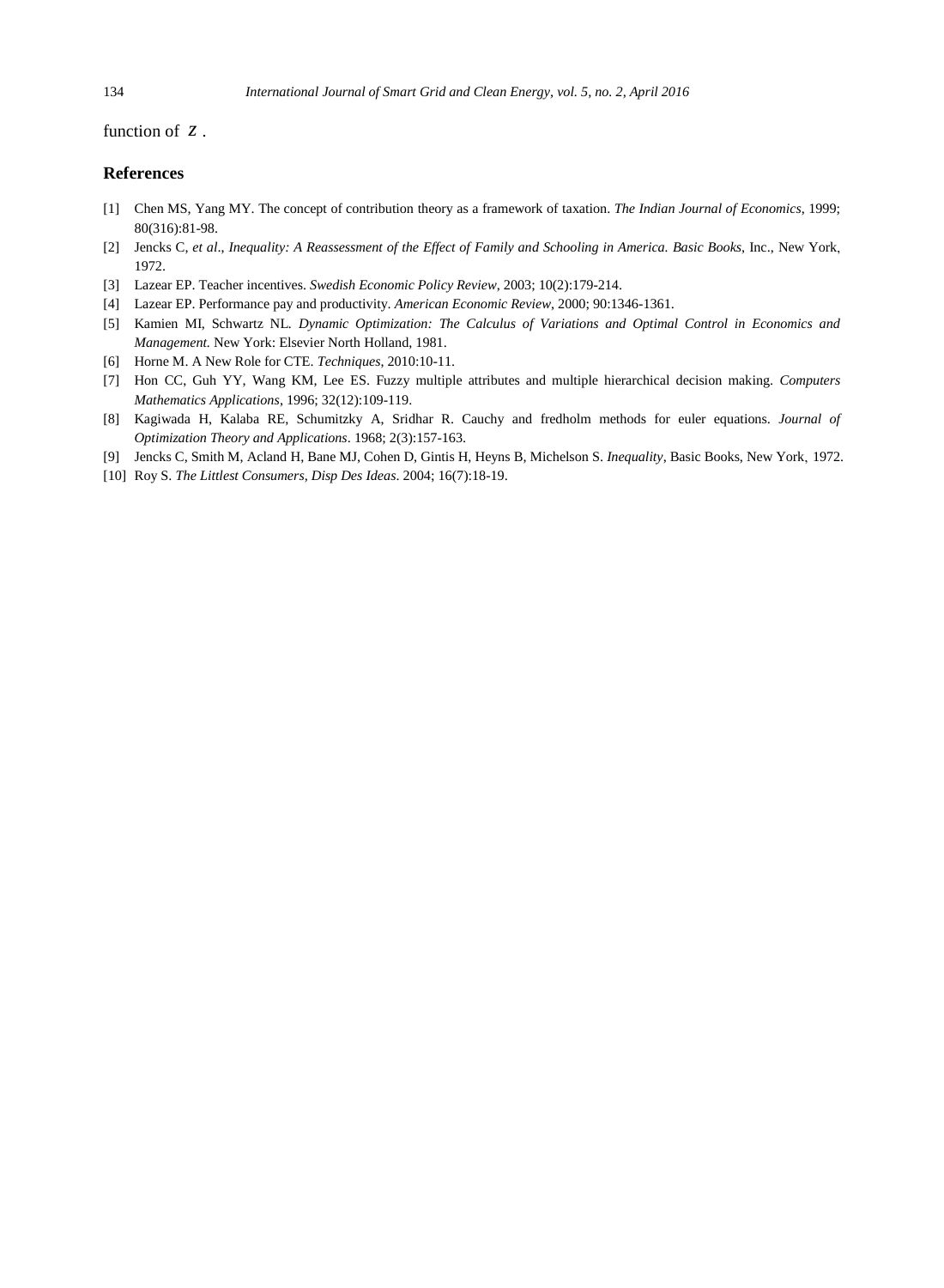function of $z$ .

## References

[1] Chen MS, Yang MY. The concept of contribution theory as a framework of taxation. *The Indian Journal of Economics*, 1999; 80(316):81-98.

[2] Jencks C, *et al*., *Inequality: A Reassessment of the Effect of Family and Schooling in America. Basic Books*, Inc., New York, 1972.

[3] Lazear EP. Teacher incentives. *Swedish Economic Policy Review*, 2003; 10(2):179-214.

[4] Lazear EP. Performance pay and productivity. *American Economic Review*, 2000; 90:1346-1361.

[5] Kamien MI, Schwartz NL. *Dynamic Optimization: The Calculus of Variations and Optimal Control in Economics and Management.* New York: Elsevier North Holland, 1981.

[6] Horne M. A New Role for CTE. *Techniques*, 2010:10-11.

[7] Hon CC, Guh YY, Wang KM, Lee ES. Fuzzy multiple attributes and multiple hierarchical decision making. *Computers Mathematics Applications*, 1996; 32(12):109-119.

[8] Kagiwada H, Kalaba RE, Schumitzky A, Sridhar R. Cauchy and fredholm methods for euler equations. *Journal of Optimization Theory and Applications*. 1968; 2(3):157-163.

[9] Jencks C, Smith M, Acland H, Bane MJ, Cohen D, Gintis H, Heyns B, Michelson S. *Inequality*, Basic Books, New York, 1972.

[10] Roy S. *The Littlest Consumers, Disp Des Ideas*. 2004; 16(7):18-19.